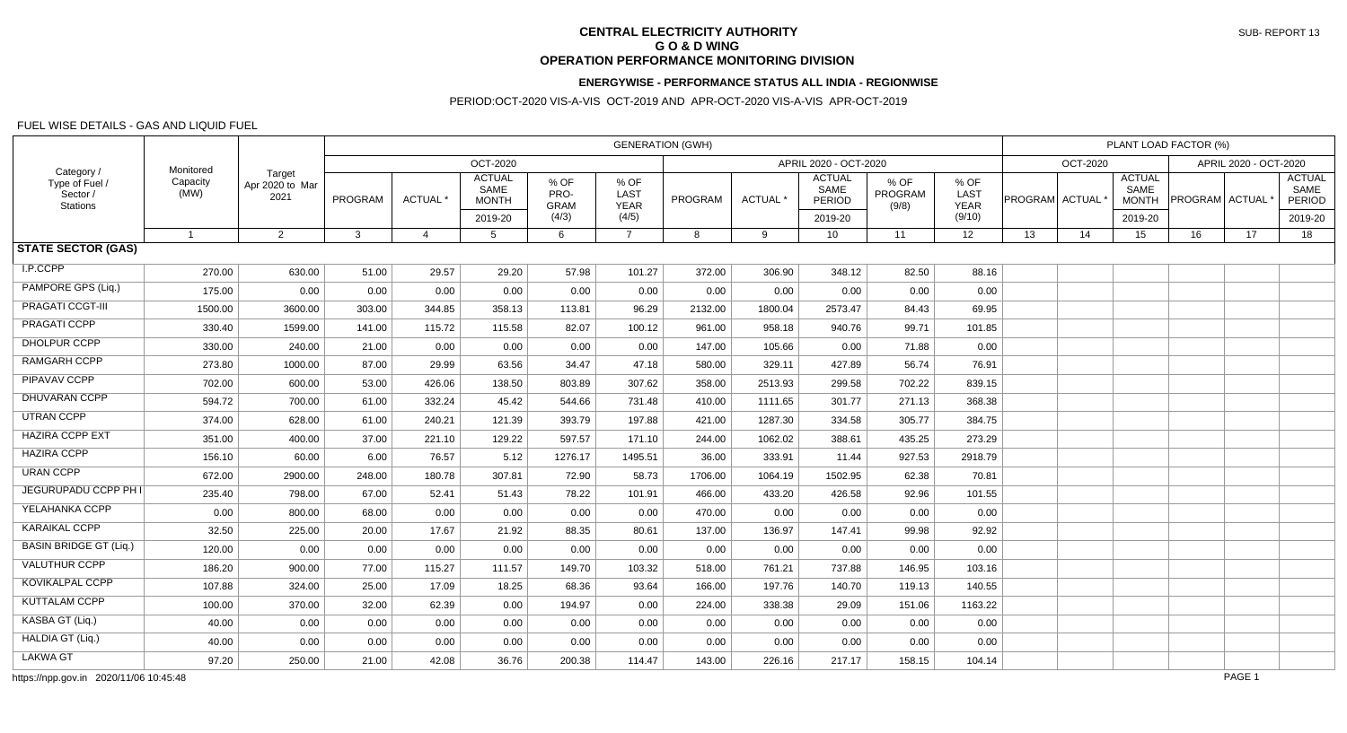# CENTRAL ELECTRICITY AUTHORITY
## G O & D WING
## OPERATION PERFORMANCE MONITORING DIVISION

SUB- REPORT 13

### ENERGYWISE - PERFORMANCE STATUS ALL INDIA - REGIONWISE

PERIOD:OCT-2020 VIS-A-VIS OCT-2019 AND APR-OCT-2020 VIS-A-VIS APR-OCT-2019

FUEL WISE DETAILS - GAS AND LIQUID FUEL

| Category / Type of Fuel / Sector / Stations | Monitored Capacity (MW) | Target Apr 2020 to Mar 2021 | GENERATION (GWH) | | | | | | | | | | PLANT LOAD FACTOR (%) | | | | | |
|---|---|---|---|---|---|---|---|---|---|---|---|---|---|---|---|---|---|---|
| | | | OCT-2020 | | | | | APRIL 2020 - OCT-2020 | | | | | OCT-2020 | | | APRIL 2020 - OCT-2020 | | |
| | | | PROGRAM | ACTUAL * | ACTUAL SAME MONTH 2019-20 | % OF PRO-GRAM (4/3) | % OF LAST YEAR (4/5) | PROGRAM | ACTUAL * | ACTUAL SAME PERIOD 2019-20 | % OF PROGRAM (9/8) | % OF LAST YEAR (9/10) | PROGRAM | ACTUAL * | ACTUAL SAME MONTH 2019-20 | PROGRAM | ACTUAL * | ACTUAL SAME PERIOD 2019-20 |
| | 1 | 2 | 3 | 4 | 5 | 6 | 7 | 8 | 9 | 10 | 11 | 12 | 13 | 14 | 15 | 16 | 17 | 18 |
| **STATE SECTOR (GAS)** | | | | | | | | | | | | | | | | | | |
| I.P.CCPP | 270.00 | 630.00 | 51.00 | 29.57 | 29.20 | 57.98 | 101.27 | 372.00 | 306.90 | 348.12 | 82.50 | 88.16 | | | | | | |
| PAMPORE GPS (Liq.) | 175.00 | 0.00 | 0.00 | 0.00 | 0.00 | 0.00 | 0.00 | 0.00 | 0.00 | 0.00 | 0.00 | 0.00 | | | | | | |
| PRAGATI CCGT-III | 1500.00 | 3600.00 | 303.00 | 344.85 | 358.13 | 113.81 | 96.29 | 2132.00 | 1800.04 | 2573.47 | 84.43 | 69.95 | | | | | | |
| PRAGATI CCPP | 330.40 | 1599.00 | 141.00 | 115.72 | 115.58 | 82.07 | 100.12 | 961.00 | 958.18 | 940.76 | 99.71 | 101.85 | | | | | | |
| DHOLPUR CCPP | 330.00 | 240.00 | 21.00 | 0.00 | 0.00 | 0.00 | 0.00 | 147.00 | 105.66 | 0.00 | 71.88 | 0.00 | | | | | | |
| RAMGARH CCPP | 273.80 | 1000.00 | 87.00 | 29.99 | 63.56 | 34.47 | 47.18 | 580.00 | 329.11 | 427.89 | 56.74 | 76.91 | | | | | | |
| PIPAVAV CCPP | 702.00 | 600.00 | 53.00 | 426.06 | 138.50 | 803.89 | 307.62 | 358.00 | 2513.93 | 299.58 | 702.22 | 839.15 | | | | | | |
| DHUVARAN CCPP | 594.72 | 700.00 | 61.00 | 332.24 | 45.42 | 544.66 | 731.48 | 410.00 | 1111.65 | 301.77 | 271.13 | 368.38 | | | | | | |
| UTRAN CCPP | 374.00 | 628.00 | 61.00 | 240.21 | 121.39 | 393.79 | 197.88 | 421.00 | 1287.30 | 334.58 | 305.77 | 384.75 | | | | | | |
| HAZIRA CCPP EXT | 351.00 | 400.00 | 37.00 | 221.10 | 129.22 | 597.57 | 171.10 | 244.00 | 1062.02 | 388.61 | 435.25 | 273.29 | | | | | | |
| HAZIRA CCPP | 156.10 | 60.00 | 6.00 | 76.57 | 5.12 | 1276.17 | 1495.51 | 36.00 | 333.91 | 11.44 | 927.53 | 2918.79 | | | | | | |
| URAN CCPP | 672.00 | 2900.00 | 248.00 | 180.78 | 307.81 | 72.90 | 58.73 | 1706.00 | 1064.19 | 1502.95 | 62.38 | 70.81 | | | | | | |
| JEGURUPADU CCPP PH I | 235.40 | 798.00 | 67.00 | 52.41 | 51.43 | 78.22 | 101.91 | 466.00 | 433.20 | 426.58 | 92.96 | 101.55 | | | | | | |
| YELAHANKA CCPP | 0.00 | 800.00 | 68.00 | 0.00 | 0.00 | 0.00 | 0.00 | 470.00 | 0.00 | 0.00 | 0.00 | 0.00 | | | | | | |
| KARAIKAL CCPP | 32.50 | 225.00 | 20.00 | 17.67 | 21.92 | 88.35 | 80.61 | 137.00 | 136.97 | 147.41 | 99.98 | 92.92 | | | | | | |
| BASIN BRIDGE GT (Liq.) | 120.00 | 0.00 | 0.00 | 0.00 | 0.00 | 0.00 | 0.00 | 0.00 | 0.00 | 0.00 | 0.00 | 0.00 | | | | | | |
| VALUTHUR CCPP | 186.20 | 900.00 | 77.00 | 115.27 | 111.57 | 149.70 | 103.32 | 518.00 | 761.21 | 737.88 | 146.95 | 103.16 | | | | | | |
| KOVIKALPAL CCPP | 107.88 | 324.00 | 25.00 | 17.09 | 18.25 | 68.36 | 93.64 | 166.00 | 197.76 | 140.70 | 119.13 | 140.55 | | | | | | |
| KUTTALAM CCPP | 100.00 | 370.00 | 32.00 | 62.39 | 0.00 | 194.97 | 0.00 | 224.00 | 338.38 | 29.09 | 151.06 | 1163.22 | | | | | | |
| KASBA GT (Liq.) | 40.00 | 0.00 | 0.00 | 0.00 | 0.00 | 0.00 | 0.00 | 0.00 | 0.00 | 0.00 | 0.00 | 0.00 | | | | | | |
| HALDIA GT (Liq.) | 40.00 | 0.00 | 0.00 | 0.00 | 0.00 | 0.00 | 0.00 | 0.00 | 0.00 | 0.00 | 0.00 | 0.00 | | | | | | |
| LAKWA GT | 97.20 | 250.00 | 21.00 | 42.08 | 36.76 | 200.38 | 114.47 | 143.00 | 226.16 | 217.17 | 158.15 | 104.14 | | | | | | |

https://npp.gov.in 2020/11/06 10:45:48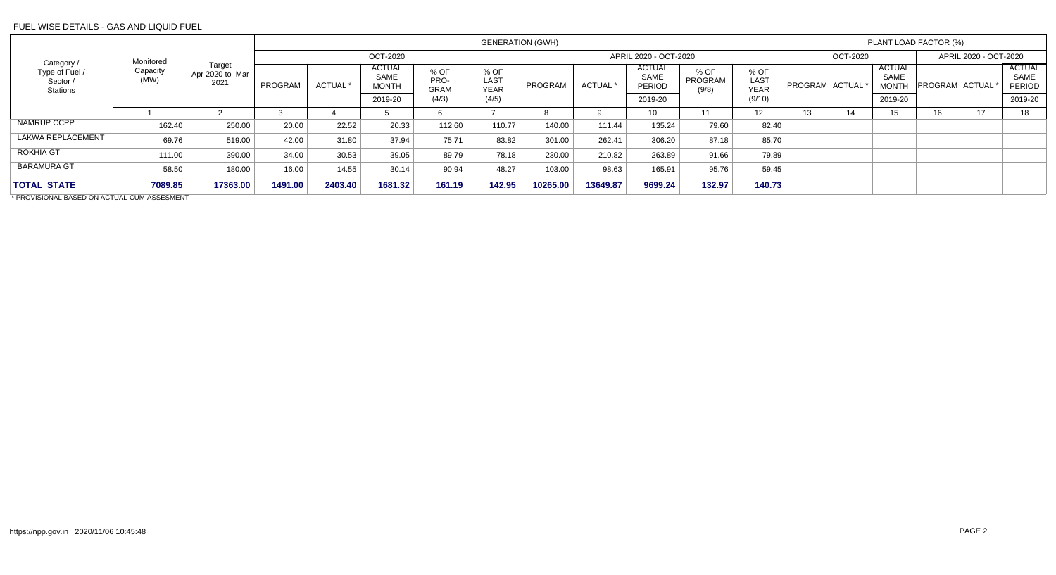FUEL WISE DETAILS - GAS AND LIQUID FUEL

| Category / Type of Fuel / Sector / Stations | Monitored Capacity (MW) | Target Apr 2020 to Mar 2021 | GENERATION (GWH) | | | | | | | | | | PLANT LOAD FACTOR (%) | | | | | |
|---|---|---|---|---|---|---|---|---|---|---|---|---|---|---|---|---|---|---|
| | | | OCT-2020 | | | | | APRIL 2020 - OCT-2020 | | | | | OCT-2020 | | | APRIL 2020 - OCT-2020 | | |
| | | | PROGRAM | ACTUAL * | ACTUAL SAME MONTH 2019-20 | % OF PRO-GRAM (4/3) | % OF LAST YEAR (4/5) | PROGRAM | ACTUAL * | ACTUAL SAME PERIOD 2019-20 | % OF PROGRAM (9/8) | % OF LAST YEAR (9/10) | PROGRAM | ACTUAL * | ACTUAL SAME MONTH 2019-20 | PROGRAM | ACTUAL * | ACTUAL SAME PERIOD 2019-20 |
| | 1 | 2 | 3 | 4 | 5 | 6 | 7 | 8 | 9 | 10 | 11 | 12 | 13 | 14 | 15 | 16 | 17 | 18 |
| NAMRUP CCPP | 162.40 | 250.00 | 20.00 | 22.52 | 20.33 | 112.60 | 110.77 | 140.00 | 111.44 | 135.24 | 79.60 | 82.40 | | | | | | |
| LAKWA REPLACEMENT | 69.76 | 519.00 | 42.00 | 31.80 | 37.94 | 75.71 | 83.82 | 301.00 | 262.41 | 306.20 | 87.18 | 85.70 | | | | | | |
| ROKHIA GT | 111.00 | 390.00 | 34.00 | 30.53 | 39.05 | 89.79 | 78.18 | 230.00 | 210.82 | 263.89 | 91.66 | 79.89 | | | | | | |
| BARAMURA GT | 58.50 | 180.00 | 16.00 | 14.55 | 30.14 | 90.94 | 48.27 | 103.00 | 98.63 | 165.91 | 95.76 | 59.45 | | | | | | |
| **TOTAL STATE** | **7089.85** | **17363.00** | **1491.00** | **2403.40** | **1681.32** | **161.19** | **142.95** | **10265.00** | **13649.87** | **9699.24** | **132.97** | **140.73** | | | | | | |

* PROVISIONAL BASED ON ACTUAL-CUM-ASSESMENT

https://npp.gov.in 2020/11/06 10:45:48